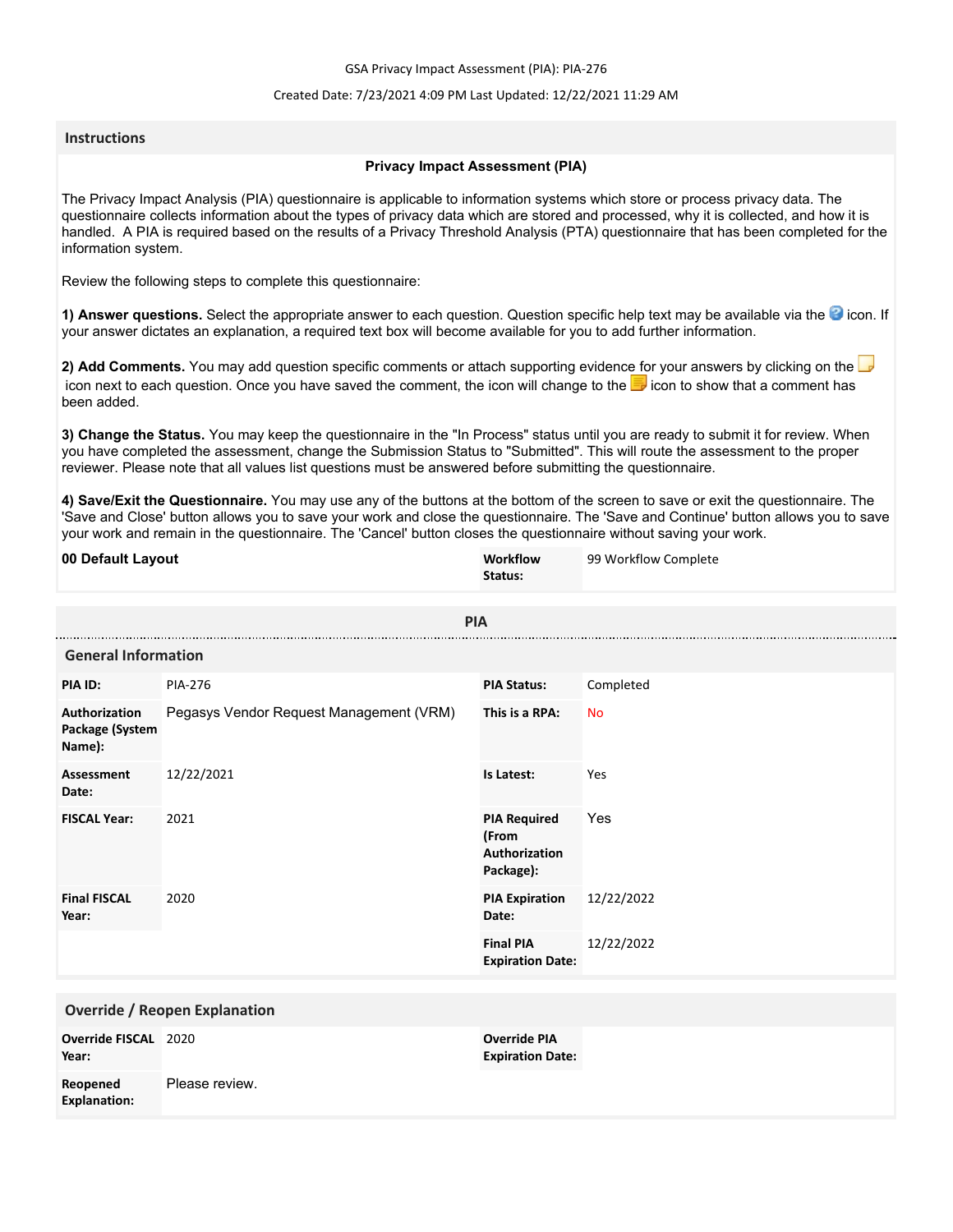GSA Privacy Impact Assessment (PIA): PIA-276

Created Date: 7/23/2021 4:09 PM Last Updated: 12/22/2021 11:29 AM

## Instructions

### Privacy Impact Assessment (PIA)

The Privacy Impact Analysis (PIA) questionnaire is applicable to information systems which store or process privacy data. The questionnaire collects information about the types of privacy data which are stored and processed, why it is collected, and how it is handled. A PIA is required based on the results of a Privacy Threshold Analysis (PTA) questionnaire that has been completed for the information system.

Review the following steps to complete this questionnaire:

**1) Answer questions.** Select the appropriate answer to each question. Question specific help text may be available via the icon. If your answer dictates an explanation, a required text box will become available for you to add further information.

**2) Add Comments.** You may add question specific comments or attach supporting evidence for your answers by clicking on the icon next to each question. Once you have saved the comment, the icon will change to the icon to show that a comment has been added.

**3) Change the Status.** You may keep the questionnaire in the "In Process" status until you are ready to submit it for review. When you have completed the assessment, change the Submission Status to "Submitted". This will route the assessment to the proper reviewer. Please note that all values list questions must be answered before submitting the questionnaire.

**4) Save/Exit the Questionnaire.** You may use any of the buttons at the bottom of the screen to save or exit the questionnaire. The 'Save and Close' button allows you to save your work and close the questionnaire. The 'Save and Continue' button allows you to save your work and remain in the questionnaire. The 'Cancel' button closes the questionnaire without saving your work.

| **00 Default Layout** | **Workflow Status:** | 99 Workflow Complete |
|---|---|---|

## PIA

### General Information

| | | | |
|---|---|---|---|
| **PIA ID:** | PIA-276 | **PIA Status:** | Completed |
| **Authorization Package (System Name):** | Pegasys Vendor Request Management (VRM) | **This is a RPA:** | No |
| **Assessment Date:** | 12/22/2021 | **Is Latest:** | Yes |
| **FISCAL Year:** | 2021 | **PIA Required (From Authorization Package):** | Yes |
| **Final FISCAL Year:** | 2020 | **PIA Expiration Date:** | 12/22/2022 |
| | | **Final PIA Expiration Date:** | 12/22/2022 |

### Override / Reopen Explanation

| | | | |
|---|---|---|---|
| **Override FISCAL Year:** | 2020 | **Override PIA Expiration Date:** | |
| **Reopened Explanation:** | Please review. | | |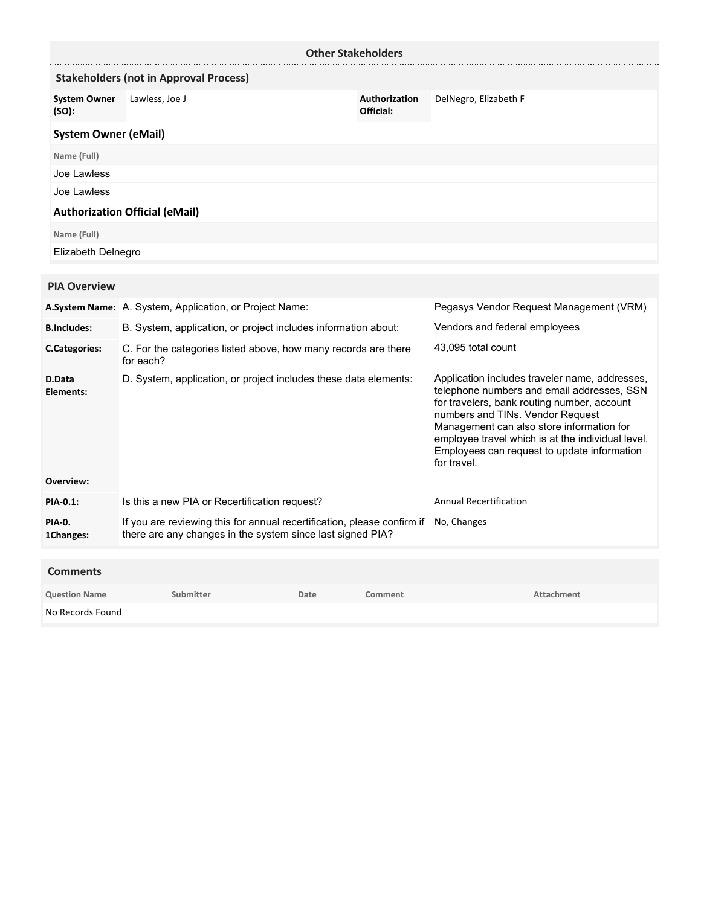## Other Stakeholders

### Stakeholders (not in Approval Process)

| System Owner (SO): | Lawless, Joe J | Authorization Official: | DelNegro, Elizabeth F |
|---|---|---|---|

### System Owner (eMail)

| Name (Full) |
|---|
| Joe Lawless |
| Joe Lawless |

### Authorization Official (eMail)

| Name (Full) |
|---|
| Elizabeth Delnegro |

## PIA Overview

| | | |
|---|---|---|
| **A.System Name:** | A. System, Application, or Project Name: | Pegasys Vendor Request Management (VRM) |
| **B.Includes:** | B. System, application, or project includes information about: | Vendors and federal employees |
| **C.Categories:** | C. For the categories listed above, how many records are there for each? | 43,095 total count |
| **D.Data Elements:** | D. System, application, or project includes these data elements: | Application includes traveler name, addresses, telephone numbers and email addresses, SSN for travelers, bank routing number, account numbers and TINs. Vendor Request Management can also store information for employee travel which is at the individual level. Employees can request to update information for travel. |
| **Overview:** | | |
| **PIA-0.1:** | Is this a new PIA or Recertification request? | Annual Recertification |
| **PIA-0. 1Changes:** | If you are reviewing this for annual recertification, please confirm if there are any changes in the system since last signed PIA? | No, Changes |

## Comments

| Question Name | Submitter | Date | Comment | Attachment |
|---|---|---|---|---|
| No Records Found | | | | |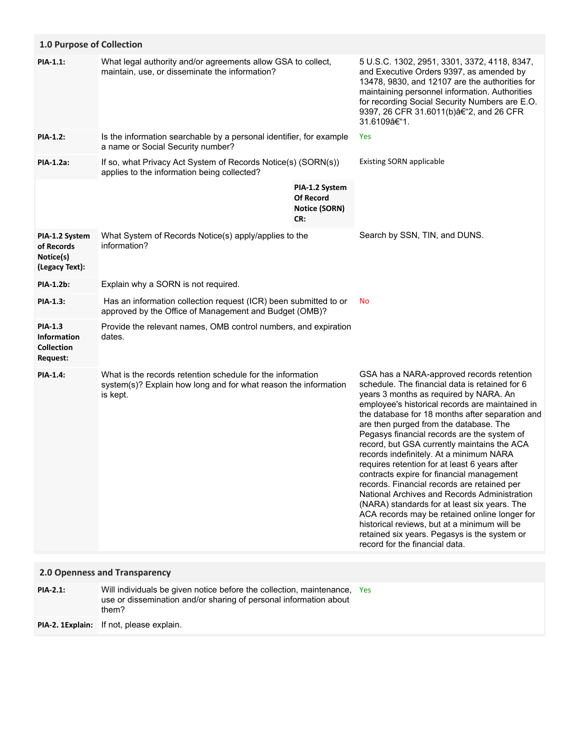## 1.0 Purpose of Collection

| | | |
|---|---|---|
| **PIA-1.1:** | What legal authority and/or agreements allow GSA to collect, maintain, use, or disseminate the information? | 5 U.S.C. 1302, 2951, 3301, 3372, 4118, 8347, and Executive Orders 9397, as amended by 13478, 9830, and 12107 are the authorities for maintaining personnel information. Authorities for recording Social Security Numbers are E.O. 9397, 26 CFR 31.6011(b)â€"2, and 26 CFR 31.6109â€"1. |
| **PIA-1.2:** | Is the information searchable by a personal identifier, for example a name or Social Security number? | Yes |
| **PIA-1.2a:** | If so, what Privacy Act System of Records Notice(s) (SORN(s)) applies to the information being collected? | Existing SORN applicable |
| | **PIA-1.2 System Of Record Notice (SORN) CR:** | |
| **PIA-1.2 System of Records Notice(s) (Legacy Text):** | What System of Records Notice(s) apply/applies to the information? | Search by SSN, TIN, and DUNS. |
| **PIA-1.2b:** | Explain why a SORN is not required. | |
| **PIA-1.3:** | Has an information collection request (ICR) been submitted to or approved by the Office of Management and Budget (OMB)? | No |
| **PIA-1.3 Information Collection Request:** | Provide the relevant names, OMB control numbers, and expiration dates. | |
| **PIA-1.4:** | What is the records retention schedule for the information system(s)? Explain how long and for what reason the information is kept. | GSA has a NARA-approved records retention schedule. The financial data is retained for 6 years 3 months as required by NARA. An employee's historical records are maintained in the database for 18 months after separation and are then purged from the database. The Pegasys financial records are the system of record, but GSA currently maintains the ACA records indefinitely. At a minimum NARA requires retention for at least 6 years after contracts expire for financial management records. Financial records are retained per National Archives and Records Administration (NARA) standards for at least six years. The ACA records may be retained online longer for historical reviews, but at a minimum will be retained six years. Pegasys is the system or record for the financial data. |

## 2.0 Openness and Transparency

| | | |
|---|---|---|
| **PIA-2.1:** | Will individuals be given notice before the collection, maintenance, use or dissemination and/or sharing of personal information about them? | Yes |
| **PIA-2. 1Explain:** | If not, please explain. | |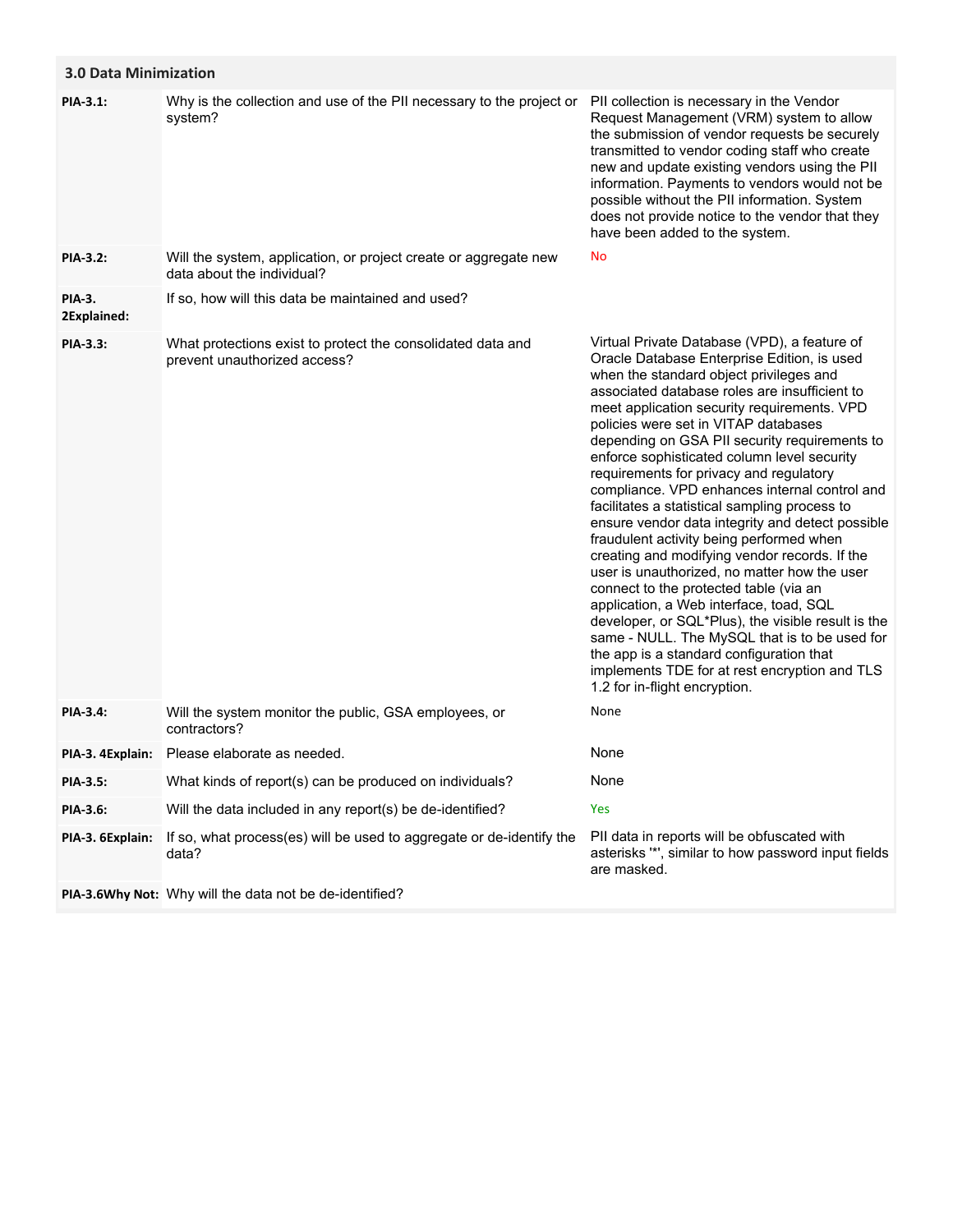## 3.0 Data Minimization

| | | |
|---|---|---|
| **PIA-3.1:** | Why is the collection and use of the PII necessary to the project or system? | PII collection is necessary in the Vendor Request Management (VRM) system to allow the submission of vendor requests be securely transmitted to vendor coding staff who create new and update existing vendors using the PII information. Payments to vendors would not be possible without the PII information. System does not provide notice to the vendor that they have been added to the system. |
| **PIA-3.2:** | Will the system, application, or project create or aggregate new data about the individual? | No |
| **PIA-3. 2Explained:** | If so, how will this data be maintained and used? | |
| **PIA-3.3:** | What protections exist to protect the consolidated data and prevent unauthorized access? | Virtual Private Database (VPD), a feature of Oracle Database Enterprise Edition, is used when the standard object privileges and associated database roles are insufficient to meet application security requirements. VPD policies were set in VITAP databases depending on GSA PII security requirements to enforce sophisticated column level security requirements for privacy and regulatory compliance. VPD enhances internal control and facilitates a statistical sampling process to ensure vendor data integrity and detect possible fraudulent activity being performed when creating and modifying vendor records. If the user is unauthorized, no matter how the user connect to the protected table (via an application, a Web interface, toad, SQL developer, or SQL*Plus), the visible result is the same - NULL. The MySQL that is to be used for the app is a standard configuration that implements TDE for at rest encryption and TLS 1.2 for in-flight encryption. |
| **PIA-3.4:** | Will the system monitor the public, GSA employees, or contractors? | None |
| **PIA-3. 4Explain:** | Please elaborate as needed. | None |
| **PIA-3.5:** | What kinds of report(s) can be produced on individuals? | None |
| **PIA-3.6:** | Will the data included in any report(s) be de-identified? | Yes |
| **PIA-3. 6Explain:** | If so, what process(es) will be used to aggregate or de-identify the data? | PII data in reports will be obfuscated with asterisks '*', similar to how password input fields are masked. |
| **PIA-3.6Why Not:** | Why will the data not be de-identified? | |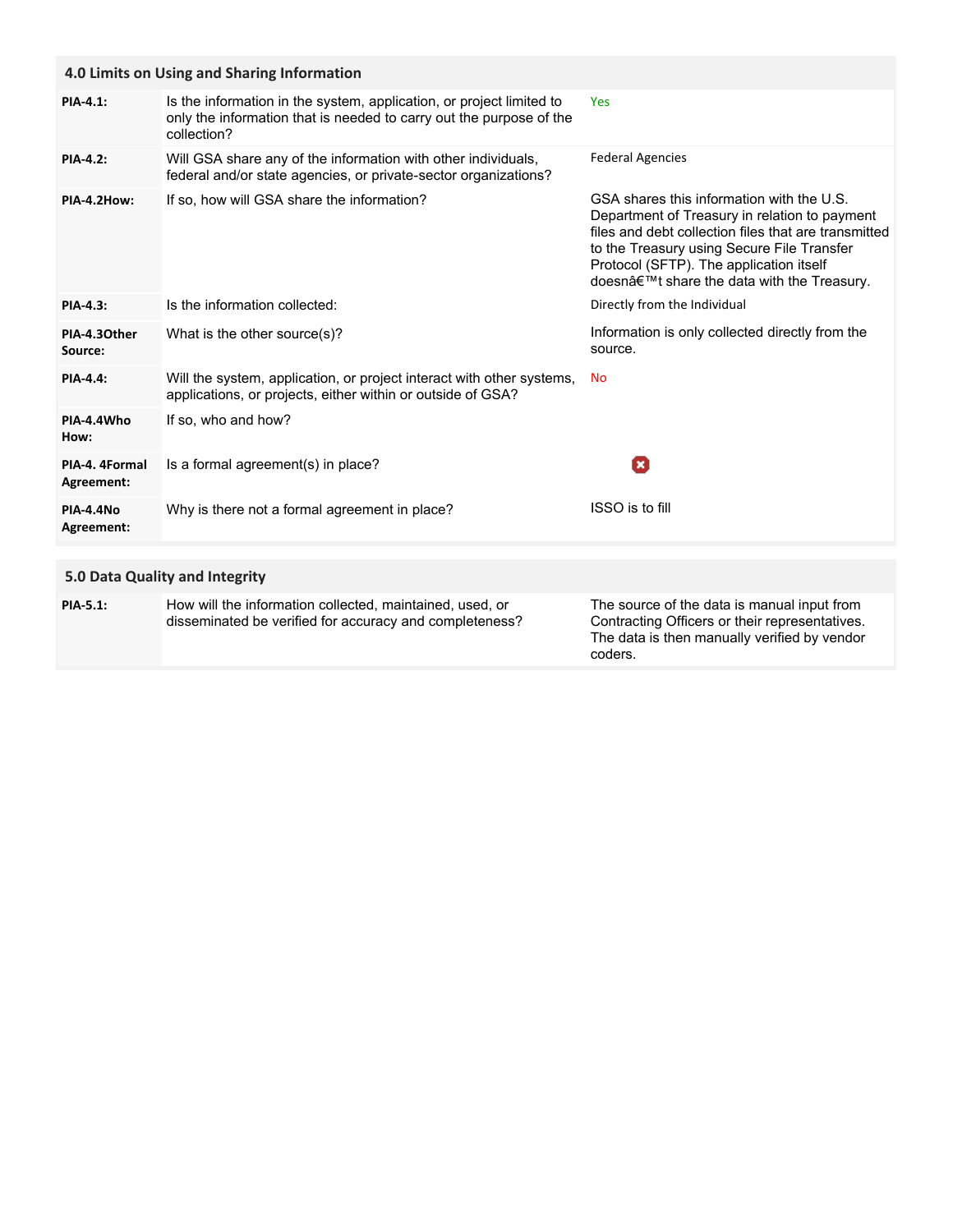## 4.0 Limits on Using and Sharing Information

| | | |
|---|---|---|
| **PIA-4.1:** | Is the information in the system, application, or project limited to only the information that is needed to carry out the purpose of the collection? | Yes |
| **PIA-4.2:** | Will GSA share any of the information with other individuals, federal and/or state agencies, or private-sector organizations? | Federal Agencies |
| **PIA-4.2How:** | If so, how will GSA share the information? | GSA shares this information with the U.S. Department of Treasury in relation to payment files and debt collection files that are transmitted to the Treasury using Secure File Transfer Protocol (SFTP). The application itself doesnâ€™t share the data with the Treasury. |
| **PIA-4.3:** | Is the information collected: | Directly from the Individual |
| **PIA-4.3Other Source:** | What is the other source(s)? | Information is only collected directly from the source. |
| **PIA-4.4:** | Will the system, application, or project interact with other systems, applications, or projects, either within or outside of GSA? | No |
| **PIA-4.4Who How:** | If so, who and how? | |
| **PIA-4. 4Formal Agreement:** | Is a formal agreement(s) in place? | ✖ |
| **PIA-4.4No Agreement:** | Why is there not a formal agreement in place? | ISSO is to fill |

## 5.0 Data Quality and Integrity

| | | |
|---|---|---|
| **PIA-5.1:** | How will the information collected, maintained, used, or disseminated be verified for accuracy and completeness? | The source of the data is manual input from Contracting Officers or their representatives. The data is then manually verified by vendor coders. |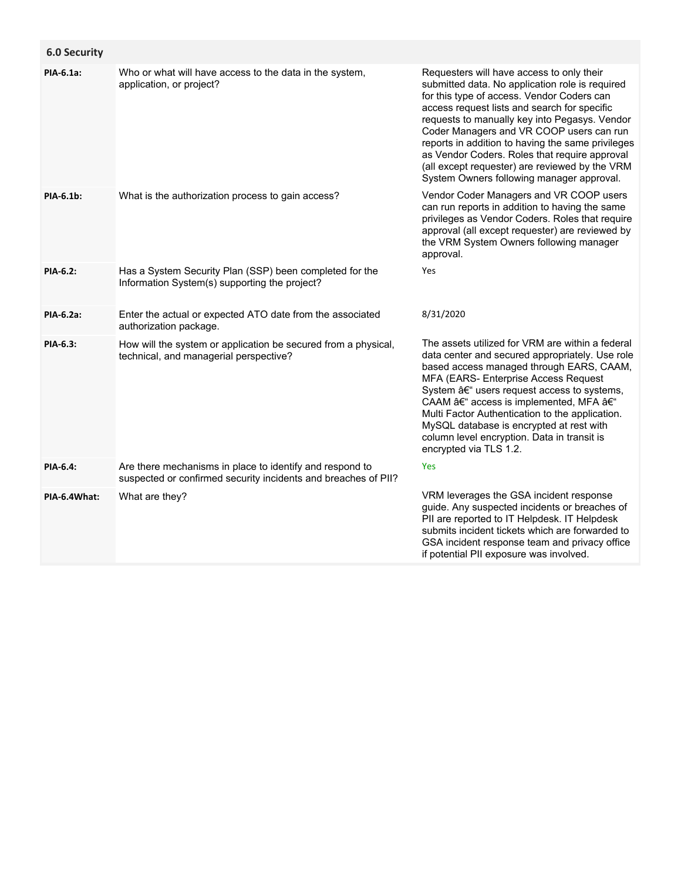## 6.0 Security

| | | |
|---|---|---|
| **PIA-6.1a:** | Who or what will have access to the data in the system, application, or project? | Requesters will have access to only their submitted data. No application role is required for this type of access. Vendor Coders can access request lists and search for specific requests to manually key into Pegasys. Vendor Coder Managers and VR COOP users can run reports in addition to having the same privileges as Vendor Coders. Roles that require approval (all except requester) are reviewed by the VRM System Owners following manager approval. |
| **PIA-6.1b:** | What is the authorization process to gain access? | Vendor Coder Managers and VR COOP users can run reports in addition to having the same privileges as Vendor Coders. Roles that require approval (all except requester) are reviewed by the VRM System Owners following manager approval. |
| **PIA-6.2:** | Has a System Security Plan (SSP) been completed for the Information System(s) supporting the project? | Yes |
| **PIA-6.2a:** | Enter the actual or expected ATO date from the associated authorization package. | 8/31/2020 |
| **PIA-6.3:** | How will the system or application be secured from a physical, technical, and managerial perspective? | The assets utilized for VRM are within a federal data center and secured appropriately. Use role based access managed through EARS, CAAM, MFA (EARS- Enterprise Access Request System â€“ users request access to systems, CAAM â€“ access is implemented, MFA â€“ Multi Factor Authentication to the application. MySQL database is encrypted at rest with column level encryption. Data in transit is encrypted via TLS 1.2. |
| **PIA-6.4:** | Are there mechanisms in place to identify and respond to suspected or confirmed security incidents and breaches of PII? | Yes |
| **PIA-6.4What:** | What are they? | VRM leverages the GSA incident response guide. Any suspected incidents or breaches of PII are reported to IT Helpdesk. IT Helpdesk submits incident tickets which are forwarded to GSA incident response team and privacy office if potential PII exposure was involved. |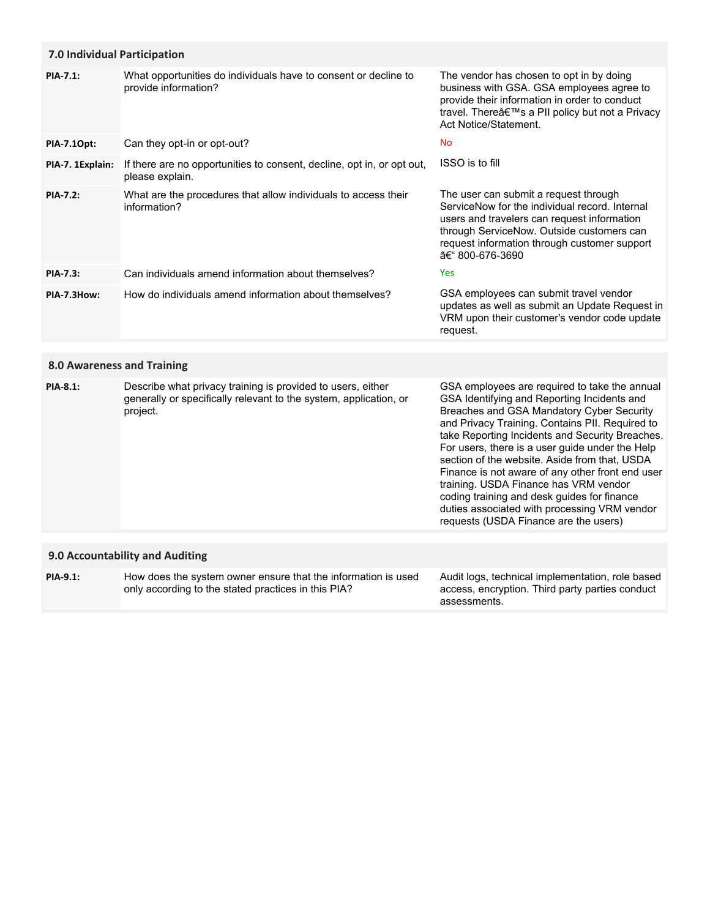## 7.0 Individual Participation

| | | |
|---|---|---|
| **PIA-7.1:** | What opportunities do individuals have to consent or decline to provide information? | The vendor has chosen to opt in by doing business with GSA. GSA employees agree to provide their information in order to conduct travel. Thereâ€™s a PII policy but not a Privacy Act Notice/Statement. |
| **PIA-7.1Opt:** | Can they opt-in or opt-out? | No |
| **PIA-7. 1Explain:** | If there are no opportunities to consent, decline, opt in, or opt out, please explain. | ISSO is to fill |
| **PIA-7.2:** | What are the procedures that allow individuals to access their information? | The user can submit a request through ServiceNow for the individual record. Internal users and travelers can request information through ServiceNow. Outside customers can request information through customer support â€“ 800-676-3690 |
| **PIA-7.3:** | Can individuals amend information about themselves? | Yes |
| **PIA-7.3How:** | How do individuals amend information about themselves? | GSA employees can submit travel vendor updates as well as submit an Update Request in VRM upon their customer's vendor code update request. |

## 8.0 Awareness and Training

| | | |
|---|---|---|
| **PIA-8.1:** | Describe what privacy training is provided to users, either generally or specifically relevant to the system, application, or project. | GSA employees are required to take the annual GSA Identifying and Reporting Incidents and Breaches and GSA Mandatory Cyber Security and Privacy Training. Contains PII. Required to take Reporting Incidents and Security Breaches. For users, there is a user guide under the Help section of the website. Aside from that, USDA Finance is not aware of any other front end user training. USDA Finance has VRM vendor coding training and desk guides for finance duties associated with processing VRM vendor requests (USDA Finance are the users) |

## 9.0 Accountability and Auditing

| | | |
|---|---|---|
| **PIA-9.1:** | How does the system owner ensure that the information is used only according to the stated practices in this PIA? | Audit logs, technical implementation, role based access, encryption. Third party parties conduct assessments. |